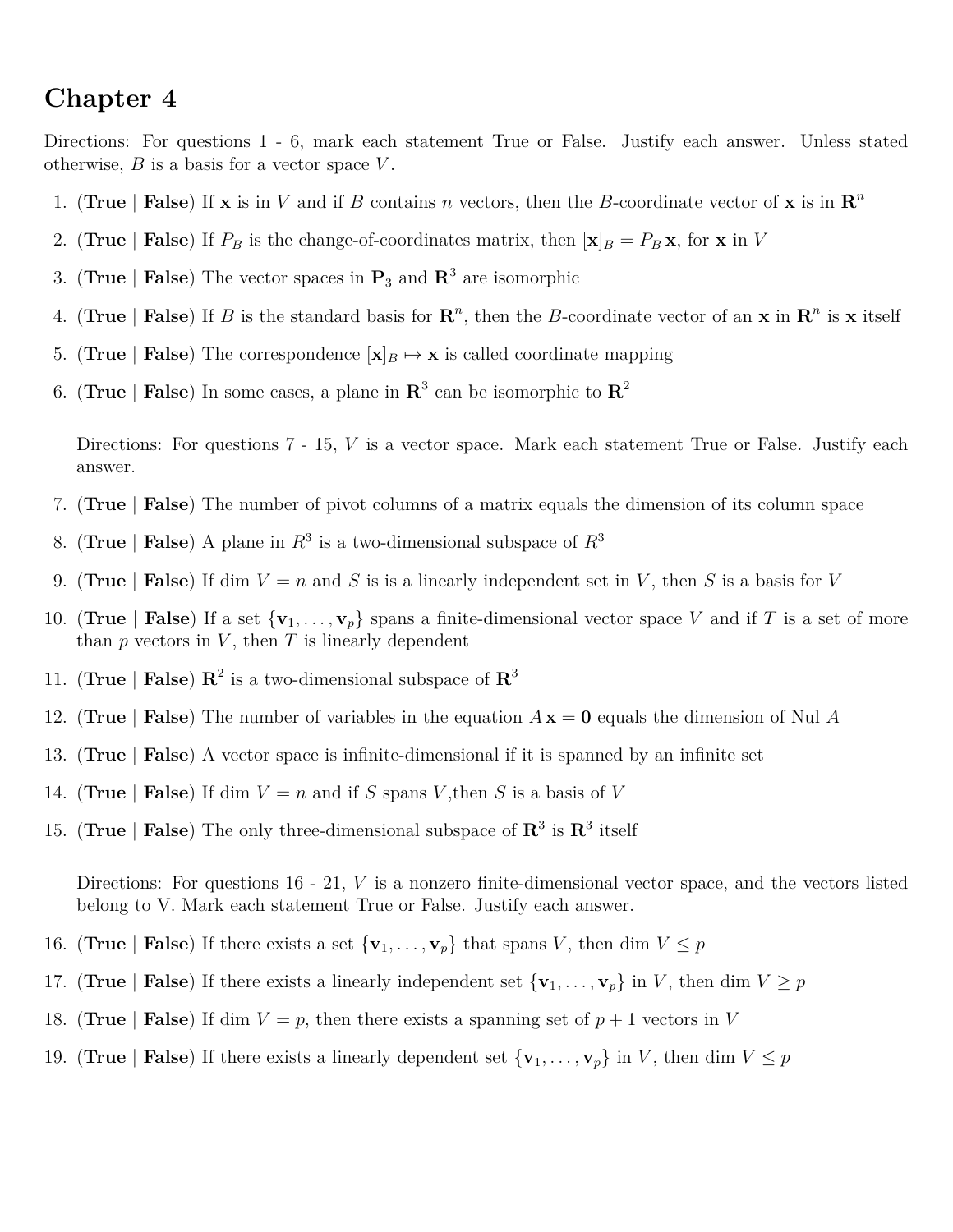# Chapter 4

Directions: For questions 1 - 6, mark each statement True or False. Justify each answer. Unless stated otherwise, $B$ is a basis for a vector space $V$.

1. (**True** | **False**) If $\mathbf{x}$ is in $V$ and if $B$ contains $n$ vectors, then the $B$-coordinate vector of $\mathbf{x}$ is in $\mathbf{R}^n$
2. (**True** | **False**) If $P_B$ is the change-of-coordinates matrix, then $[\mathbf{x}]_B = P_B\,\mathbf{x}$, for $\mathbf{x}$ in $V$
3. (**True** | **False**) The vector spaces in $\mathbf{P}_3$ and $\mathbf{R}^3$ are isomorphic
4. (**True** | **False**) If $B$ is the standard basis for $\mathbf{R}^n$, then the $B$-coordinate vector of an $\mathbf{x}$ in $\mathbf{R}^n$ is $\mathbf{x}$ itself
5. (**True** | **False**) The correspondence $[\mathbf{x}]_B \mapsto \mathbf{x}$ is called coordinate mapping
6. (**True** | **False**) In some cases, a plane in $\mathbf{R}^3$ can be isomorphic to $\mathbf{R}^2$

Directions: For questions 7 - 15, $V$ is a vector space. Mark each statement True or False. Justify each answer.

7. (**True** | **False**) The number of pivot columns of a matrix equals the dimension of its column space
8. (**True** | **False**) A plane in $R^3$ is a two-dimensional subspace of $R^3$
9. (**True** | **False**) If dim $V = n$ and $S$ is is a linearly independent set in $V$, then $S$ is a basis for $V$
10. (**True** | **False**) If a set $\{\mathbf{v}_1, \ldots, \mathbf{v}_p\}$ spans a finite-dimensional vector space $V$ and if $T$ is a set of more than $p$ vectors in $V$, then $T$ is linearly dependent
11. (**True** | **False**) $\mathbf{R}^2$ is a two-dimensional subspace of $\mathbf{R}^3$
12. (**True** | **False**) The number of variables in the equation $A\,\mathbf{x} = \mathbf{0}$ equals the dimension of Nul $A$
13. (**True** | **False**) A vector space is infinite-dimensional if it is spanned by an infinite set
14. (**True** | **False**) If dim $V = n$ and if $S$ spans $V$,then $S$ is a basis of $V$
15. (**True** | **False**) The only three-dimensional subspace of $\mathbf{R}^3$ is $\mathbf{R}^3$ itself

Directions: For questions 16 - 21, $V$ is a nonzero finite-dimensional vector space, and the vectors listed belong to V. Mark each statement True or False. Justify each answer.

16. (**True** | **False**) If there exists a set $\{\mathbf{v}_1, \ldots, \mathbf{v}_p\}$ that spans $V$, then dim $V \leq p$
17. (**True** | **False**) If there exists a linearly independent set $\{\mathbf{v}_1, \ldots, \mathbf{v}_p\}$ in $V$, then dim $V \geq p$
18. (**True** | **False**) If dim $V = p$, then there exists a spanning set of $p + 1$ vectors in $V$
19. (**True** | **False**) If there exists a linearly dependent set $\{\mathbf{v}_1, \ldots, \mathbf{v}_p\}$ in $V$, then dim $V \leq p$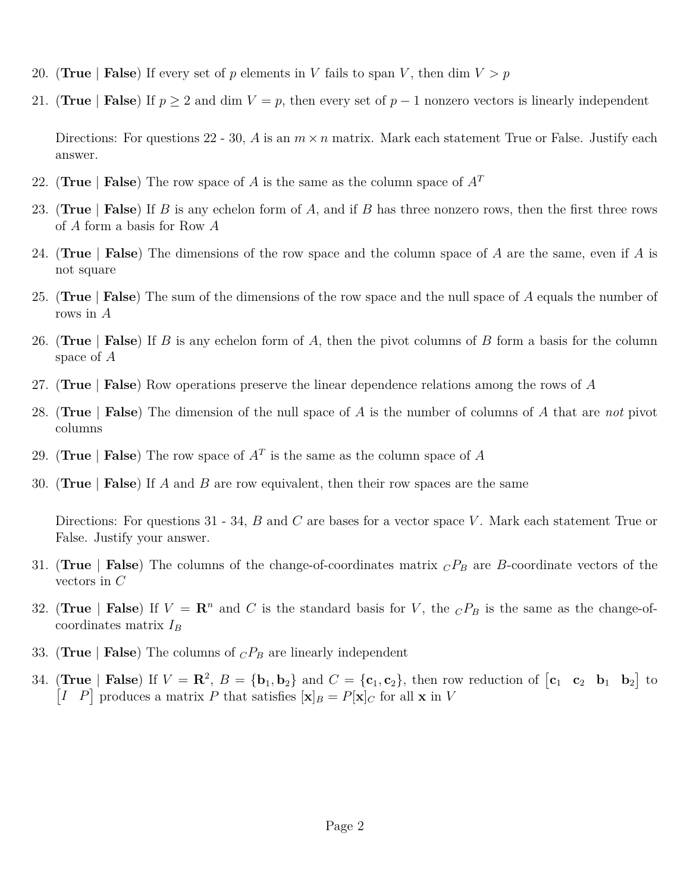20. (**True** | **False**) If every set of $p$ elements in $V$ fails to span $V$, then dim $V > p$

21. (**True** | **False**) If $p \geq 2$ and dim $V = p$, then every set of $p - 1$ nonzero vectors is linearly independent

    Directions: For questions 22 - 30, $A$ is an $m \times n$ matrix. Mark each statement True or False. Justify each answer.

22. (**True** | **False**) The row space of $A$ is the same as the column space of $A^T$

23. (**True** | **False**) If $B$ is any echelon form of $A$, and if $B$ has three nonzero rows, then the first three rows of $A$ form a basis for Row $A$

24. (**True** | **False**) The dimensions of the row space and the column space of $A$ are the same, even if $A$ is not square

25. (**True** | **False**) The sum of the dimensions of the row space and the null space of $A$ equals the number of rows in $A$

26. (**True** | **False**) If $B$ is any echelon form of $A$, then the pivot columns of $B$ form a basis for the column space of $A$

27. (**True** | **False**) Row operations preserve the linear dependence relations among the rows of $A$

28. (**True** | **False**) The dimension of the null space of $A$ is the number of columns of $A$ that are *not* pivot columns

29. (**True** | **False**) The row space of $A^T$ is the same as the column space of $A$

30. (**True** | **False**) If $A$ and $B$ are row equivalent, then their row spaces are the same

    Directions: For questions 31 - 34, $B$ and $C$ are bases for a vector space $V$. Mark each statement True or False. Justify your answer.

31. (**True** | **False**) The columns of the change-of-coordinates matrix ${}_C P_B$ are $B$-coordinate vectors of the vectors in $C$

32. (**True** | **False**) If $V = \mathbf{R}^n$ and $C$ is the standard basis for $V$, the ${}_C P_B$ is the same as the change-of-coordinates matrix $I_B$

33. (**True** | **False**) The columns of ${}_C P_B$ are linearly independent

34. (**True** | **False**) If $V = \mathbf{R}^2$, $B = \{\mathbf{b}_1, \mathbf{b}_2\}$ and $C = \{\mathbf{c}_1, \mathbf{c}_2\}$, then row reduction of $\begin{bmatrix} \mathbf{c}_1 & \mathbf{c}_2 & \mathbf{b}_1 & \mathbf{b}_2 \end{bmatrix}$ to $\begin{bmatrix} I & P \end{bmatrix}$ produces a matrix $P$ that satisfies $[\mathbf{x}]_B = P[\mathbf{x}]_C$ for all $\mathbf{x}$ in $V$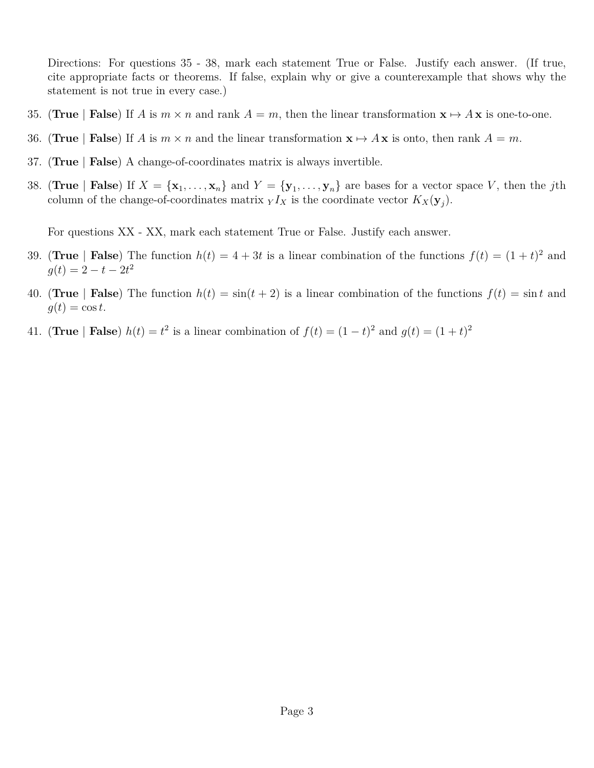Directions: For questions 35 - 38, mark each statement True or False. Justify each answer. (If true, cite appropriate facts or theorems. If false, explain why or give a counterexample that shows why the statement is not true in every case.)

35. (**True** | **False**) If $A$ is $m \times n$ and rank $A = m$, then the linear transformation $\mathbf{x} \mapsto A\mathbf{x}$ is one-to-one.

36. (**True** | **False**) If $A$ is $m \times n$ and the linear transformation $\mathbf{x} \mapsto A\mathbf{x}$ is onto, then rank $A = m$.

37. (**True** | **False**) A change-of-coordinates matrix is always invertible.

38. (**True** | **False**) If $X = \{\mathbf{x}_1, \ldots, \mathbf{x}_n\}$ and $Y = \{\mathbf{y}_1, \ldots, \mathbf{y}_n\}$ are bases for a vector space $V$, then the $j$th column of the change-of-coordinates matrix ${}_Y I_X$ is the coordinate vector $K_X(\mathbf{y}_j)$.

For questions XX - XX, mark each statement True or False. Justify each answer.

39. (**True** | **False**) The function $h(t) = 4 + 3t$ is a linear combination of the functions $f(t) = (1+t)^2$ and $g(t) = 2 - t - 2t^2$

40. (**True** | **False**) The function $h(t) = \sin(t+2)$ is a linear combination of the functions $f(t) = \sin t$ and $g(t) = \cos t$.

41. (**True** | **False**) $h(t) = t^2$ is a linear combination of $f(t) = (1-t)^2$ and $g(t) = (1+t)^2$